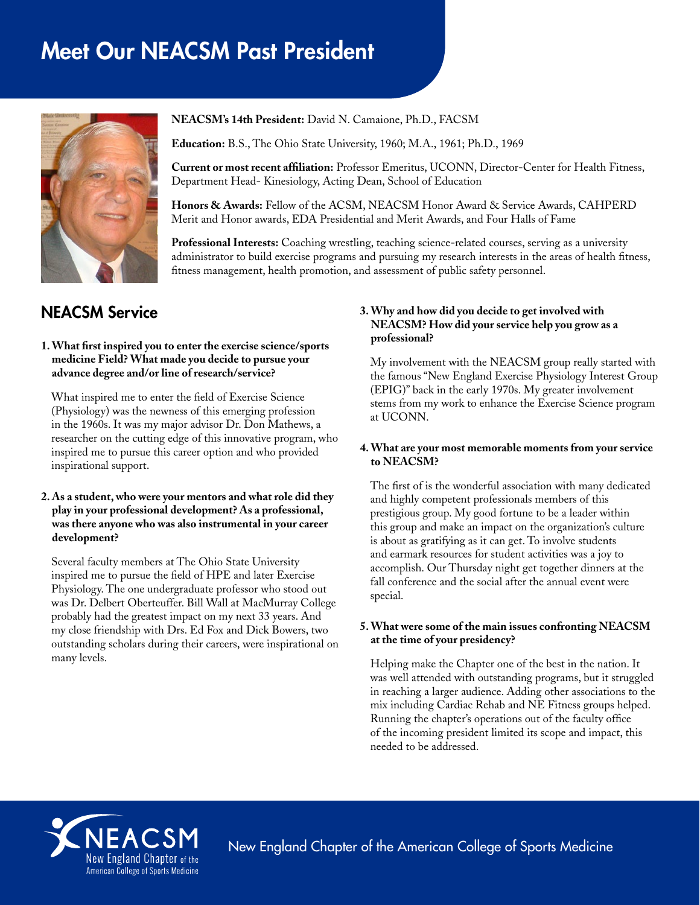# Meet Our NEACSM Past President

**NEACSM's 14th President:** David N. Camaione, Ph.D., FACSM

**Education:** B.S., The Ohio State University, 1960; M.A., 1961; Ph.D., 1969

**Current or most recent affiliation:** Professor Emeritus, UCONN, Director-Center for Health Fitness, Department Head- Kinesiology, Acting Dean, School of Education

**Honors & Awards:** Fellow of the ACSM, NEACSM Honor Award & Service Awards, CAHPERD Merit and Honor awards, EDA Presidential and Merit Awards, and Four Halls of Fame

**Professional Interests:** Coaching wrestling, teaching science-related courses, serving as a university administrator to build exercise programs and pursuing my research interests in the areas of health fitness, fitness management, health promotion, and assessment of public safety personnel.

## NEACSM Service

**1. What first inspired you to enter the exercise science/sports medicine Field? What made you decide to pursue your advance degree and/or line of research/service?**

What inspired me to enter the field of Exercise Science (Physiology) was the newness of this emerging profession in the 1960s. It was my major advisor Dr. Don Mathews, a researcher on the cutting edge of this innovative program, who inspired me to pursue this career option and who provided inspirational support.

**2. As a student, who were your mentors and what role did they play in your professional development? As a professional, was there anyone who was also instrumental in your career development?**

Several faculty members at The Ohio State University inspired me to pursue the field of HPE and later Exercise Physiology. The one undergraduate professor who stood out was Dr. Delbert Oberteuffer. Bill Wall at MacMurray College probably had the greatest impact on my next 33 years. And my close friendship with Drs. Ed Fox and Dick Bowers, two outstanding scholars during their careers, were inspirational on many levels.

**3. Why and how did you decide to get involved with NEACSM? How did your service help you grow as a professional?**

My involvement with the NEACSM group really started with the famous "New England Exercise Physiology Interest Group (EPIG)" back in the early 1970s. My greater involvement stems from my work to enhance the Exercise Science program at UCONN.

**4. What are your most memorable moments from your service to NEACSM?**

The first of is the wonderful association with many dedicated and highly competent professionals members of this prestigious group. My good fortune to be a leader within this group and make an impact on the organization's culture is about as gratifying as it can get. To involve students and earmark resources for student activities was a joy to accomplish. Our Thursday night get together dinners at the fall conference and the social after the annual event were special.

**5. What were some of the main issues confronting NEACSM at the time of your presidency?**

Helping make the Chapter one of the best in the nation. It was well attended with outstanding programs, but it struggled in reaching a larger audience. Adding other associations to the mix including Cardiac Rehab and NE Fitness groups helped. Running the chapter's operations out of the faculty office of the incoming president limited its scope and impact, this needed to be addressed.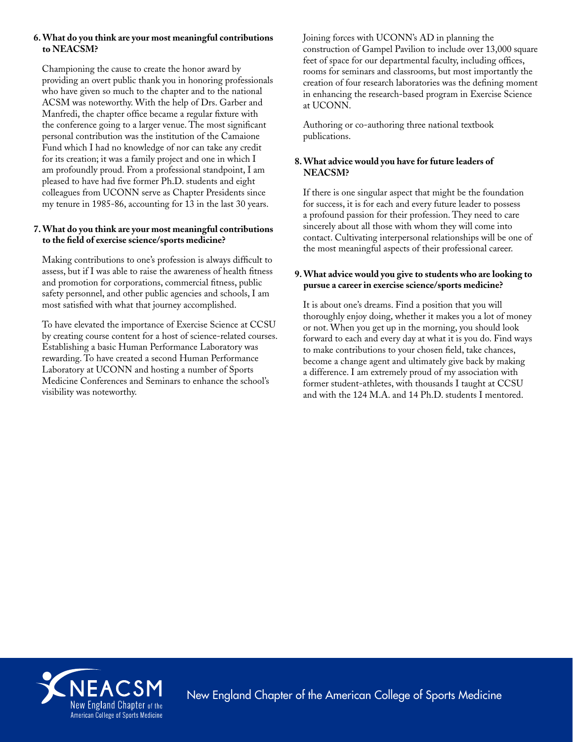**6. What do you think are your most meaningful contributions to NEACSM?**

Championing the cause to create the honor award by providing an overt public thank you in honoring professionals who have given so much to the chapter and to the national ACSM was noteworthy. With the help of Drs. Garber and Manfredi, the chapter office became a regular fixture with the conference going to a larger venue. The most significant personal contribution was the institution of the Camaione Fund which I had no knowledge of nor can take any credit for its creation; it was a family project and one in which I am profoundly proud. From a professional standpoint, I am pleased to have had five former Ph.D. students and eight colleagues from UCONN serve as Chapter Presidents since my tenure in 1985-86, accounting for 13 in the last 30 years.

**7. What do you think are your most meaningful contributions to the field of exercise science/sports medicine?**

Making contributions to one's profession is always difficult to assess, but if I was able to raise the awareness of health fitness and promotion for corporations, commercial fitness, public safety personnel, and other public agencies and schools, I am most satisfied with what that journey accomplished.

To have elevated the importance of Exercise Science at CCSU by creating course content for a host of science-related courses. Establishing a basic Human Performance Laboratory was rewarding. To have created a second Human Performance Laboratory at UCONN and hosting a number of Sports Medicine Conferences and Seminars to enhance the school's visibility was noteworthy.

Joining forces with UCONN's AD in planning the construction of Gampel Pavilion to include over 13,000 square feet of space for our departmental faculty, including offices, rooms for seminars and classrooms, but most importantly the creation of four research laboratories was the defining moment in enhancing the research-based program in Exercise Science at UCONN.

Authoring or co-authoring three national textbook publications.

**8. What advice would you have for future leaders of NEACSM?**

If there is one singular aspect that might be the foundation for success, it is for each and every future leader to possess a profound passion for their profession. They need to care sincerely about all those with whom they will come into contact. Cultivating interpersonal relationships will be one of the most meaningful aspects of their professional career.

**9. What advice would you give to students who are looking to pursue a career in exercise science/sports medicine?**

It is about one's dreams. Find a position that you will thoroughly enjoy doing, whether it makes you a lot of money or not. When you get up in the morning, you should look forward to each and every day at what it is you do. Find ways to make contributions to your chosen field, take chances, become a change agent and ultimately give back by making a difference. I am extremely proud of my association with former student-athletes, with thousands I taught at CCSU and with the 124 M.A. and 14 Ph.D. students I mentored.